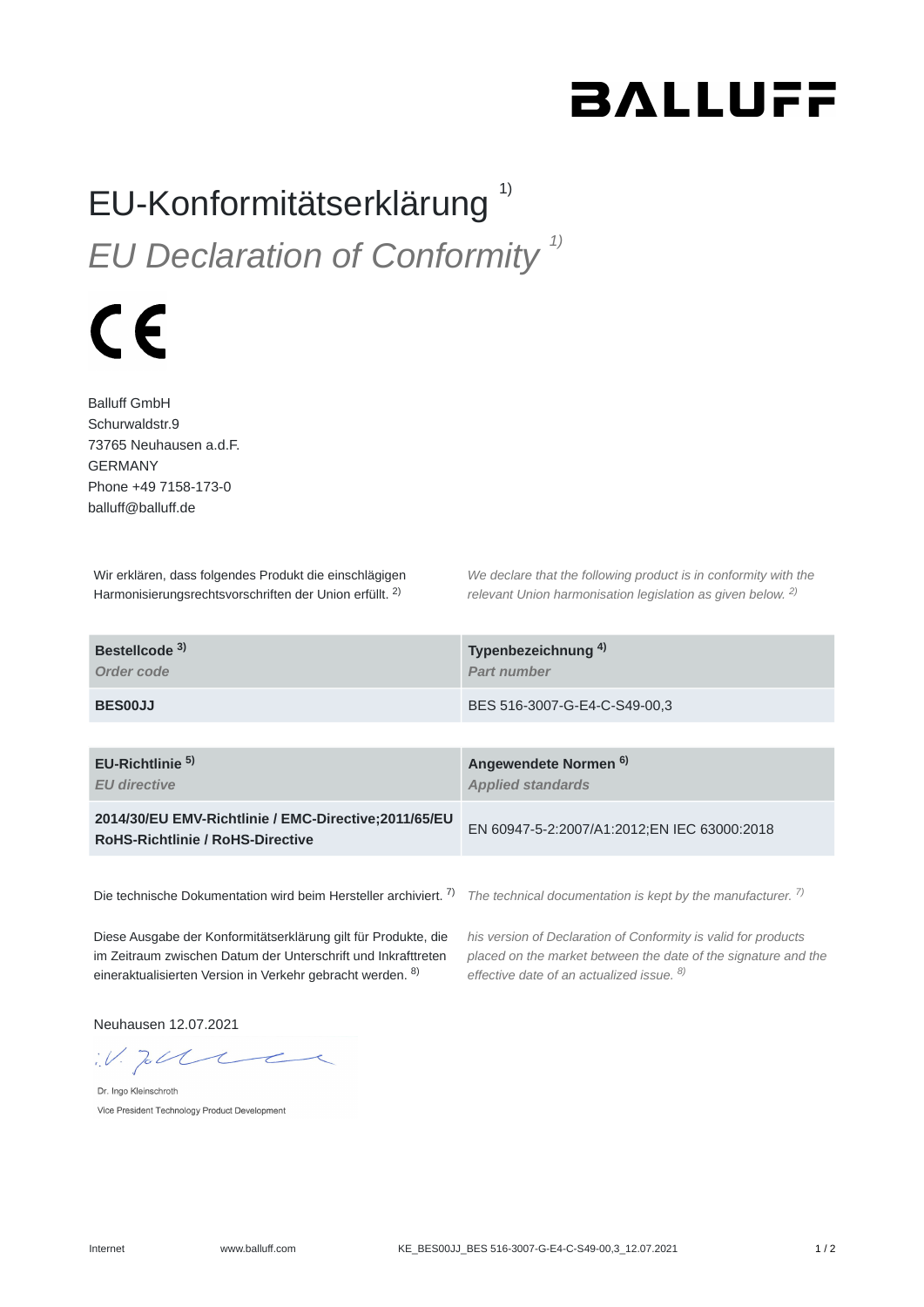**BALLUFF**

# EU-Konformitätserklärung [1)]

# *EU Declaration of Conformity [1)]*

CE

Balluff GmbH
Schurwaldstr.9
73765 Neuhausen a.d.F.
GERMANY
Phone +49 7158-173-0
balluff@balluff.de

Wir erklären, dass folgendes Produkt die einschlägigen Harmonisierungsrechtsvorschriften der Union erfüllt. [2)]

*We declare that the following product is in conformity with the relevant Union harmonisation legislation as given below. [2)]*

| **Bestellcode [3)]** *Order code* | **Typenbezeichnung [4)]** *Part number* |
|---|---|
| **BES00JJ** | BES 516-3007-G-E4-C-S49-00,3 |

| **EU-Richtlinie [5)]** *EU directive* | **Angewendete Normen [6)]** *Applied standards* |
|---|---|
| **2014/30/EU EMV-Richtlinie / EMC-Directive;2011/65/EU RoHS-Richtlinie / RoHS-Directive** | EN 60947-5-2:2007/A1:2012;EN IEC 63000:2018 |

Die technische Dokumentation wird beim Hersteller archiviert. [7)]

*The technical documentation is kept by the manufacturer. [7)]*

Diese Ausgabe der Konformitätserklärung gilt für Produkte, die im Zeitraum zwischen Datum der Unterschrift und Inkrafttreten eineraktualisierten Version in Verkehr gebracht werden. [8)]

*his version of Declaration of Conformity is valid for products placed on the market between the date of the signature and the effective date of an actualized issue. [8)]*

Neuhausen 12.07.2021

i.V.

Dr. Ingo Kleinschroth
Vice President Technology Product Development

Internet www.balluff.com KE_BES00JJ_BES 516-3007-G-E4-C-S49-00,3_12.07.2021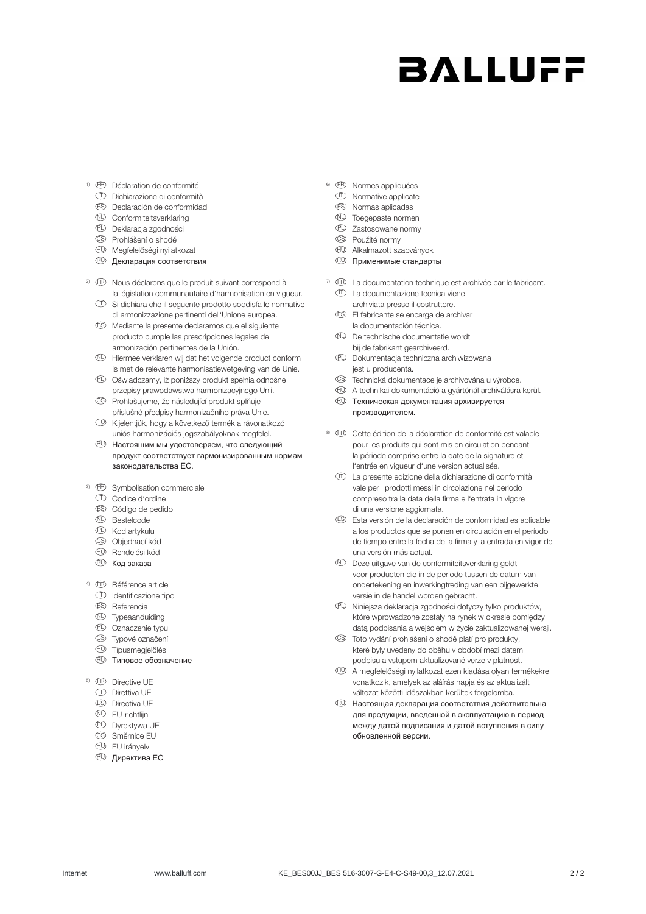BALLUFF

1) (FR) Déclaration de conformité
(IT) Dichiarazione di conformità
(ES) Declaración de conformidad
(NL) Conformiteitsverklaring
(PL) Deklaracja zgodności
(CS) Prohlášení o shodě
(HU) Megfelelőségi nyilatkozat
(RU) Декларация соответствия

2) (FR) Nous déclarons que le produit suivant correspond à la législation communautaire d'harmonisation en vigueur.
(IT) Si dichiara che il seguente prodotto soddisfa le normative di armonizzazione pertinenti dell'Unione europea.
(ES) Mediante la presente declaramos que el siguiente producto cumple las prescripciones legales de armonización pertinentes de la Unión.
(NL) Hiermee verklaren wij dat het volgende product conform is met de relevante harmonisatiewetgeving van de Unie.
(PL) Oświadczamy, iż poniższy produkt spełnia odnośne przepisy prawodawstwa harmonizacyjnego Unii.
(CS) Prohlašujeme, že následující produkt splňuje příslušné předpisy harmonizačního práva Unie.
(HU) Kijelentjük, hogy a következő termék a rávonatkozó uniós harmonizációs jogszabályoknak megfelel.
(RU) Настоящим мы удостоверяем, что следующий продукт соответствует гармонизированным нормам законодательства ЕС.

3) (FR) Symbolisation commerciale
(IT) Codice d'ordine
(ES) Código de pedido
(NL) Bestelcode
(PL) Kod artykułu
(CS) Objednací kód
(HU) Rendelési kód
(RU) Код заказа

4) (FR) Référence article
(IT) Identificazione tipo
(ES) Referencia
(NL) Typeaanduiding
(PL) Oznaczenie typu
(CS) Typové označení
(HU) Típusmegjelölés
(RU) Типовое обозначение

5) (FR) Directive UE
(IT) Direttiva UE
(ES) Directiva UE
(NL) EU-richtlijn
(PL) Dyrektywa UE
(CS) Směrnice EU
(HU) EU irányelv
(RU) Директива ЕС

6) (FR) Normes appliquées
(IT) Normative applicate
(ES) Normas aplicadas
(NL) Toegepaste normen
(PL) Zastosowane normy
(CS) Použité normy
(HU) Alkalmazott szabványok
(RU) Применимые стандарты

7) (FR) La documentation technique est archivée par le fabricant.
(IT) La documentazione tecnica viene archiviata presso il costruttore.
(ES) El fabricante se encarga de archivar la documentación técnica.
(NL) De technische documentatie wordt bij de fabrikant gearchiveerd.
(PL) Dokumentacja techniczna archiwizowana jest u producenta.
(CS) Technická dokumentace je archivována u výrobce.
(HU) A technikai dokumentáció a gyártónál archiválásra kerül.
(RU) Техническая документация архивируется производителем.

8) (FR) Cette édition de la déclaration de conformité est valable pour les produits qui sont mis en circulation pendant la période comprise entre la date de la signature et l'entrée en vigueur d'une version actualisée.
(IT) La presente edizione della dichiarazione di conformità vale per i prodotti messi in circolazione nel periodo compreso tra la data della firma e l'entrata in vigore di una versione aggiornata.
(ES) Esta versión de la declaración de conformidad es aplicable a los productos que se ponen en circulación en el período de tiempo entre la fecha de la firma y la entrada en vigor de una versión más actual.
(NL) Deze uitgave van de conformiteitsverklaring geldt voor producten die in de periode tussen de datum van ondertekening en inwerkingtreding van een bijgewerkte versie in de handel worden gebracht.
(PL) Niniejsza deklaracja zgodności dotyczy tylko produktów, które wprowadzone zostały na rynek w okresie pomiędzy datą podpisania a wejściem w życie zaktualizowanej wersji.
(CS) Toto vydání prohlášení o shodě platí pro produkty, které byly uvedeny do oběhu v období mezi datem podpisu a vstupem aktualizované verze v platnost.
(HU) A megfelelőségi nyilatkozat ezen kiadása olyan termékekre vonatkozik, amelyek az aláírás napja és az aktualizált változat közötti időszakban kerültek forgalomba.
(RU) Настоящая декларация соответствия действительна для продукции, введенной в эксплуатацию в период между датой подписания и датой вступления в силу обновленной версии.

Internet www.balluff.com KE_BES00JJ_BES 516-3007-G-E4-C-S49-00,3_12.07.2021